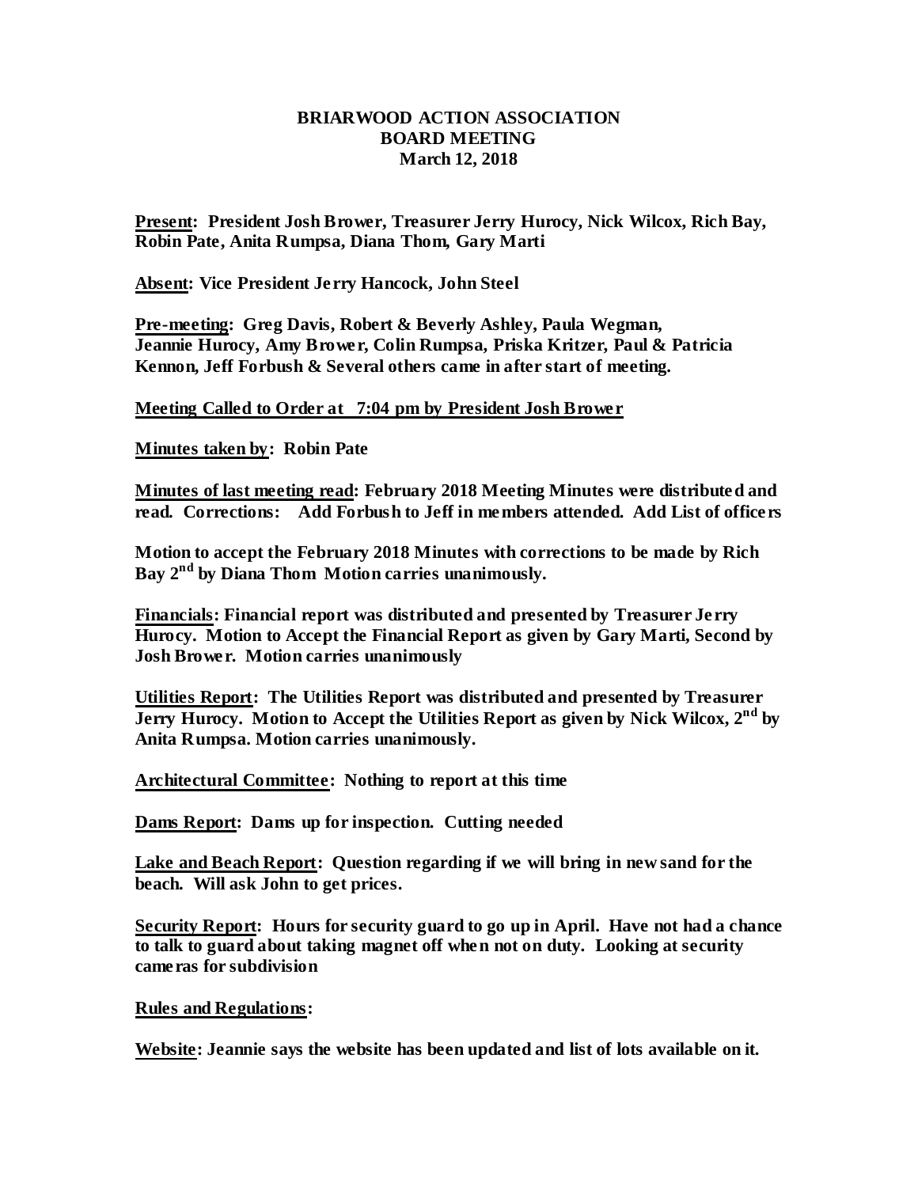**BRIARWOOD ACTION ASSOCIATION**
**BOARD MEETING**
**March 12, 2018**

**Present: President Josh Brower, Treasurer Jerry Hurocy, Nick Wilcox, Rich Bay, Robin Pate, Anita Rumpsa, Diana Thom, Gary Marti**

**Absent: Vice President Jerry Hancock, John Steel**

**Pre-meeting: Greg Davis, Robert & Beverly Ashley, Paula Wegman, Jeannie Hurocy, Amy Brower, Colin Rumpsa, Priska Kritzer, Paul & Patricia Kennon, Jeff Forbush & Several others came in after start of meeting.**

**Meeting Called to Order at 7:04 pm by President Josh Brower**

**Minutes taken by: Robin Pate**

**Minutes of last meeting read: February 2018 Meeting Minutes were distributed and read. Corrections: Add Forbush to Jeff in members attended. Add List of officers**

**Motion to accept the February 2018 Minutes with corrections to be made by Rich Bay 2nd by Diana Thom Motion carries unanimously.**

**Financials: Financial report was distributed and presented by Treasurer Jerry Hurocy. Motion to Accept the Financial Report as given by Gary Marti, Second by Josh Brower. Motion carries unanimously**

**Utilities Report: The Utilities Report was distributed and presented by Treasurer Jerry Hurocy. Motion to Accept the Utilities Report as given by Nick Wilcox, 2nd by Anita Rumpsa. Motion carries unanimously.**

**Architectural Committee: Nothing to report at this time**

**Dams Report: Dams up for inspection. Cutting needed**

**Lake and Beach Report: Question regarding if we will bring in new sand for the beach. Will ask John to get prices.**

**Security Report: Hours for security guard to go up in April. Have not had a chance to talk to guard about taking magnet off when not on duty. Looking at security cameras for subdivision**

**Rules and Regulations:**

**Website: Jeannie says the website has been updated and list of lots available on it.**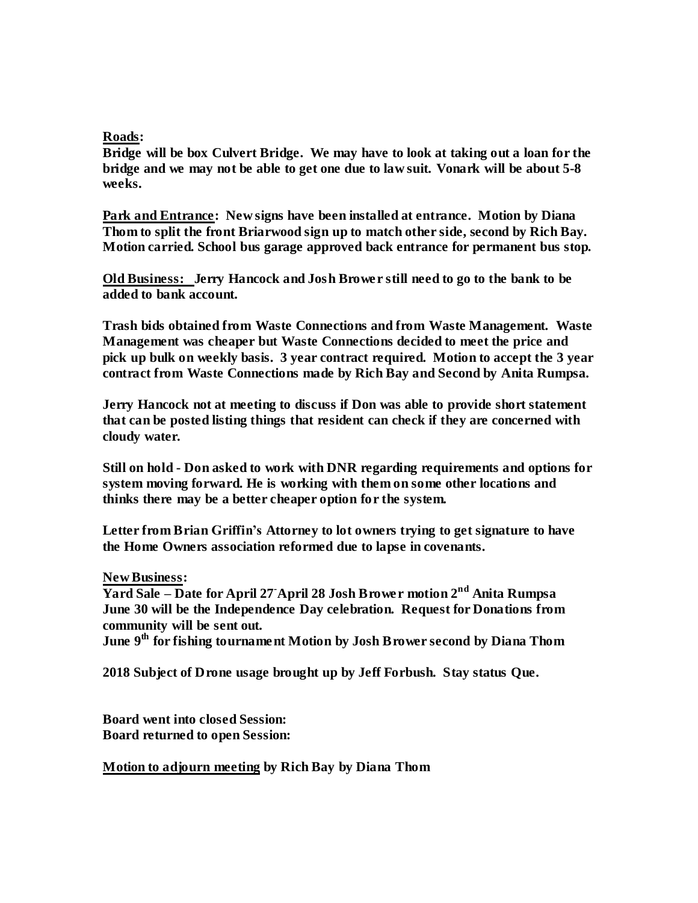**Roads:**

**Bridge will be box Culvert Bridge. We may have to look at taking out a loan for the bridge and we may not be able to get one due to law suit. Vonark will be about 5-8 weeks.**

**Park and Entrance: New signs have been installed at entrance. Motion by Diana Thom to split the front Briarwood sign up to match other side, second by Rich Bay. Motion carried. School bus garage approved back entrance for permanent bus stop.**

**Old Business: Jerry Hancock and Josh Brower still need to go to the bank to be added to bank account.**

**Trash bids obtained from Waste Connections and from Waste Management. Waste Management was cheaper but Waste Connections decided to meet the price and pick up bulk on weekly basis. 3 year contract required. Motion to accept the 3 year contract from Waste Connections made by Rich Bay and Second by Anita Rumpsa.**

**Jerry Hancock not at meeting to discuss if Don was able to provide short statement that can be posted listing things that resident can check if they are concerned with cloudy water.**

**Still on hold - Don asked to work with DNR regarding requirements and options for system moving forward. He is working with them on some other locations and thinks there may be a better cheaper option for the system.**

**Letter from Brian Griffin's Attorney to lot owners trying to get signature to have the Home Owners association reformed due to lapse in covenants.**

**New Business:**

**Yard Sale – Date for April 27-April 28 Josh Brower motion 2nd Anita Rumpsa**
**June 30 will be the Independence Day celebration. Request for Donations from community will be sent out.**
**June 9th for fishing tournament Motion by Josh Brower second by Diana Thom**

**2018 Subject of Drone usage brought up by Jeff Forbush. Stay status Que.**

**Board went into closed Session:**
**Board returned to open Session:**

**Motion to adjourn meeting by Rich Bay by Diana Thom**